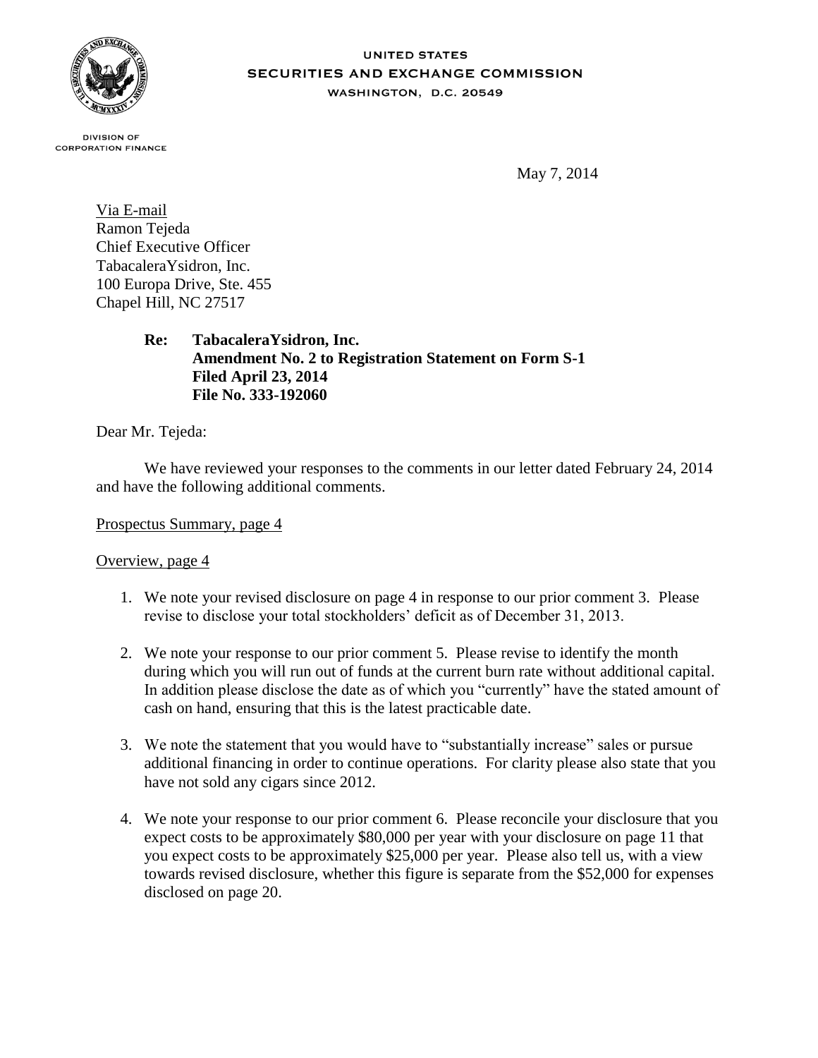UNITED STATES
SECURITIES AND EXCHANGE COMMISSION
WASHINGTON, D.C. 20549

DIVISION OF
CORPORATION FINANCE

May 7, 2014

Via E-mail
Ramon Tejeda
Chief Executive Officer
TabacaleraYsidron, Inc.
100 Europa Drive, Ste. 455
Chapel Hill, NC 27517

**Re: TabacaleraYsidron, Inc.**
**Amendment No. 2 to Registration Statement on Form S-1**
**Filed April 23, 2014**
**File No. 333-192060**

Dear Mr. Tejeda:

We have reviewed your responses to the comments in our letter dated February 24, 2014 and have the following additional comments.

Prospectus Summary, page 4

Overview, page 4

1. We note your revised disclosure on page 4 in response to our prior comment 3. Please revise to disclose your total stockholders' deficit as of December 31, 2013.

2. We note your response to our prior comment 5. Please revise to identify the month during which you will run out of funds at the current burn rate without additional capital. In addition please disclose the date as of which you "currently" have the stated amount of cash on hand, ensuring that this is the latest practicable date.

3. We note the statement that you would have to "substantially increase" sales or pursue additional financing in order to continue operations. For clarity please also state that you have not sold any cigars since 2012.

4. We note your response to our prior comment 6. Please reconcile your disclosure that you expect costs to be approximately $80,000 per year with your disclosure on page 11 that you expect costs to be approximately $25,000 per year. Please also tell us, with a view towards revised disclosure, whether this figure is separate from the $52,000 for expenses disclosed on page 20.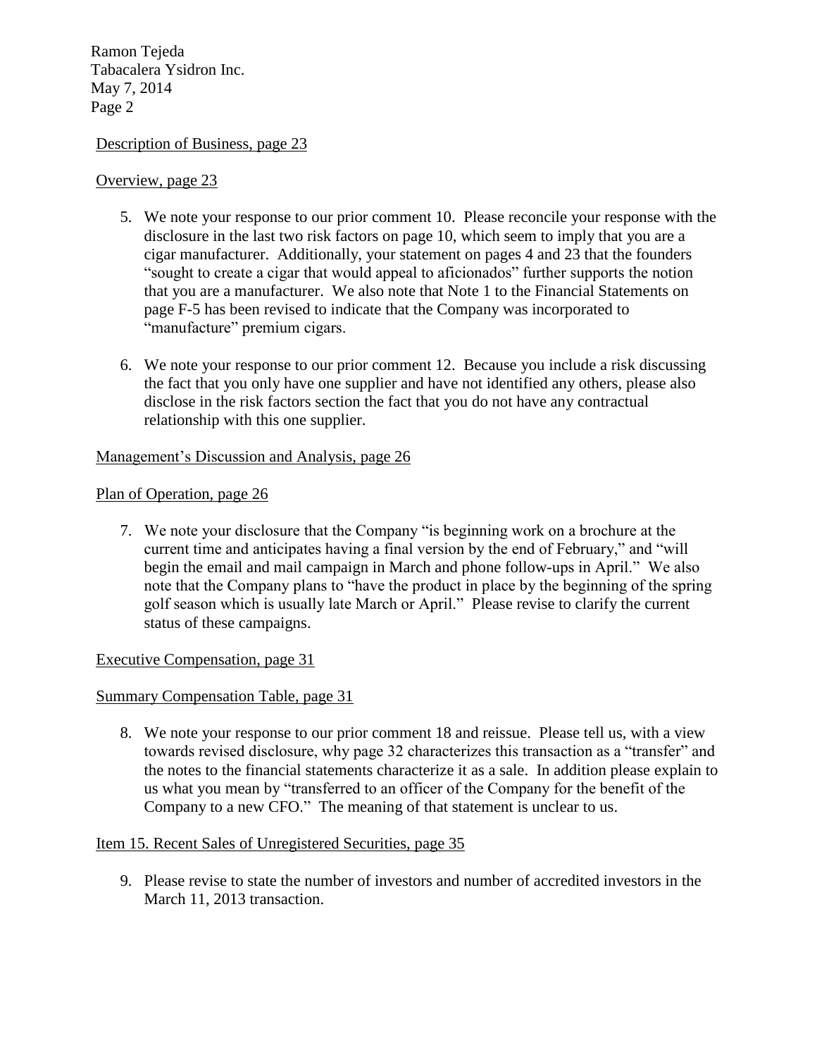Description of Business, page 23

Overview, page 23

5. We note your response to our prior comment 10. Please reconcile your response with the disclosure in the last two risk factors on page 10, which seem to imply that you are a cigar manufacturer. Additionally, your statement on pages 4 and 23 that the founders "sought to create a cigar that would appeal to aficionados" further supports the notion that you are a manufacturer. We also note that Note 1 to the Financial Statements on page F-5 has been revised to indicate that the Company was incorporated to "manufacture" premium cigars.

6. We note your response to our prior comment 12. Because you include a risk discussing the fact that you only have one supplier and have not identified any others, please also disclose in the risk factors section the fact that you do not have any contractual relationship with this one supplier.

Management's Discussion and Analysis, page 26

Plan of Operation, page 26

7. We note your disclosure that the Company "is beginning work on a brochure at the current time and anticipates having a final version by the end of February," and "will begin the email and mail campaign in March and phone follow-ups in April." We also note that the Company plans to "have the product in place by the beginning of the spring golf season which is usually late March or April." Please revise to clarify the current status of these campaigns.

Executive Compensation, page 31

Summary Compensation Table, page 31

8. We note your response to our prior comment 18 and reissue. Please tell us, with a view towards revised disclosure, why page 32 characterizes this transaction as a "transfer" and the notes to the financial statements characterize it as a sale. In addition please explain to us what you mean by "transferred to an officer of the Company for the benefit of the Company to a new CFO." The meaning of that statement is unclear to us.

Item 15. Recent Sales of Unregistered Securities, page 35

9. Please revise to state the number of investors and number of accredited investors in the March 11, 2013 transaction.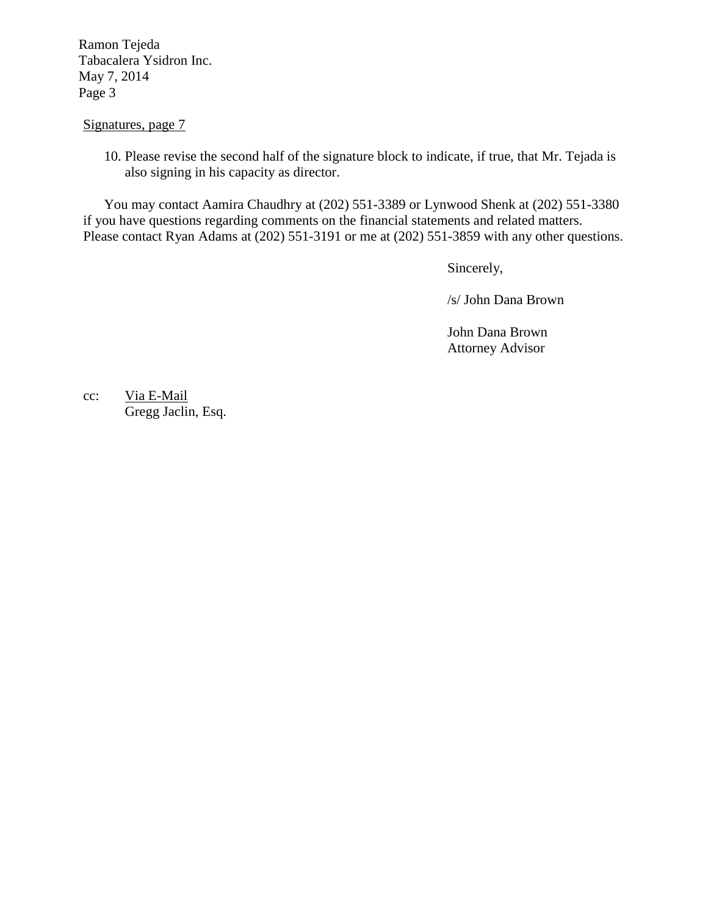Signatures, page 7

10. Please revise the second half of the signature block to indicate, if true, that Mr. Tejada is also signing in his capacity as director.

You may contact Aamira Chaudhry at (202) 551-3389 or Lynwood Shenk at (202) 551-3380 if you have questions regarding comments on the financial statements and related matters. Please contact Ryan Adams at (202) 551-3191 or me at (202) 551-3859 with any other questions.

Sincerely,

/s/ John Dana Brown

John Dana Brown
Attorney Advisor

cc: Via E-Mail
Gregg Jaclin, Esq.